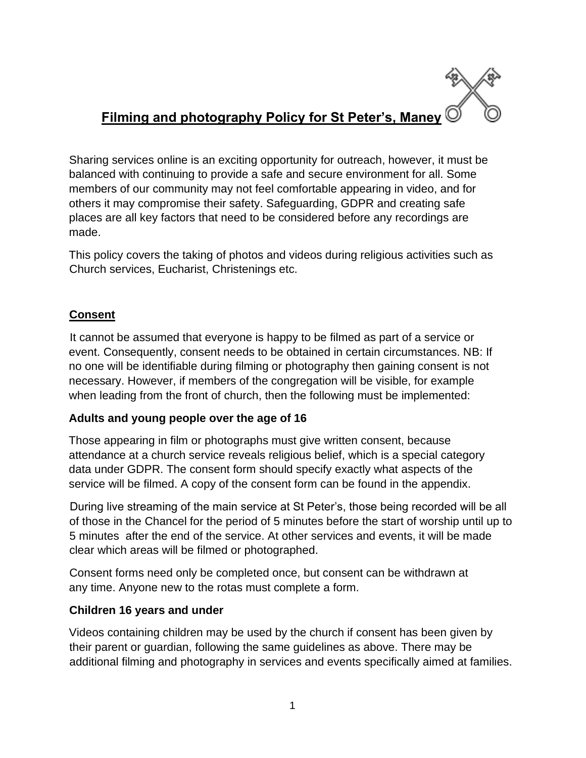# Filming and photography Policy for St Peter's, Maney

Sharing services online is an exciting opportunity for outreach, however, it must be balanced with continuing to provide a safe and secure environment for all. Some members of our community may not feel comfortable appearing in video, and for others it may compromise their safety. Safeguarding, GDPR and creating safe places are all key factors that need to be considered before any recordings are made.

This policy covers the taking of photos and videos during religious activities such as Church services, Eucharist, Christenings etc.

## Consent

It cannot be assumed that everyone is happy to be filmed as part of a service or event. Consequently, consent needs to be obtained in certain circumstances. NB: If no one will be identifiable during filming or photography then gaining consent is not necessary. However, if members of the congregation will be visible, for example when leading from the front of church, then the following must be implemented:

### Adults and young people over the age of 16

Those appearing in film or photographs must give written consent, because attendance at a church service reveals religious belief, which is a special category data under GDPR. The consent form should specify exactly what aspects of the service will be filmed. A copy of the consent form can be found in the appendix.

During live streaming of the main service at St Peter's, those being recorded will be all of those in the Chancel for the period of 5 minutes before the start of worship until up to 5 minutes after the end of the service. At other services and events, it will be made clear which areas will be filmed or photographed.

Consent forms need only be completed once, but consent can be withdrawn at any time. Anyone new to the rotas must complete a form.

### Children 16 years and under

Videos containing children may be used by the church if consent has been given by their parent or guardian, following the same guidelines as above. There may be additional filming and photography in services and events specifically aimed at families.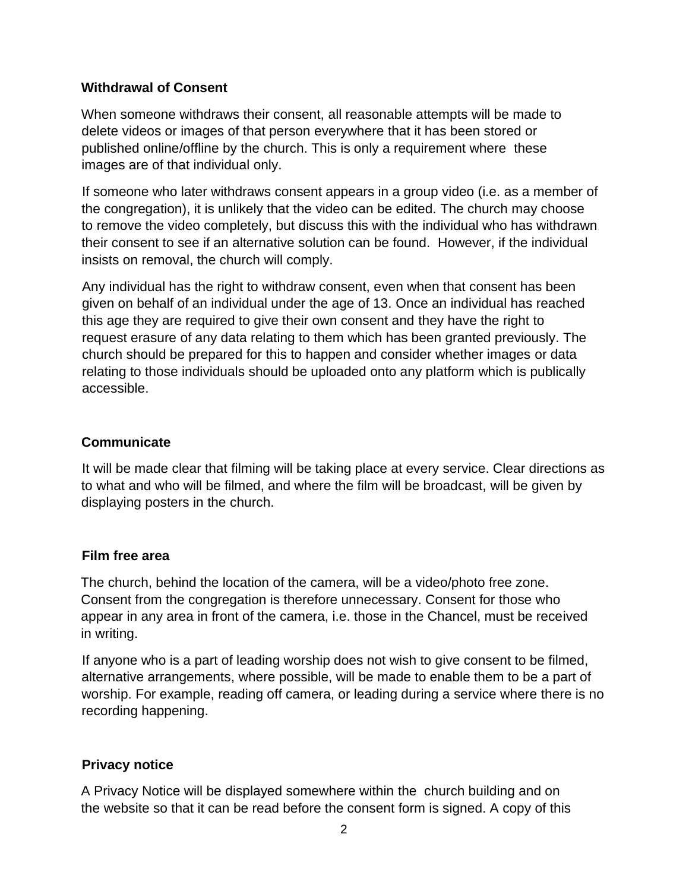**Withdrawal of Consent**

When someone withdraws their consent, all reasonable attempts will be made to delete videos or images of that person everywhere that it has been stored or published online/offline by the church. This is only a requirement where these images are of that individual only.

If someone who later withdraws consent appears in a group video (i.e. as a member of the congregation), it is unlikely that the video can be edited. The church may choose to remove the video completely, but discuss this with the individual who has withdrawn their consent to see if an alternative solution can be found. However, if the individual insists on removal, the church will comply.

Any individual has the right to withdraw consent, even when that consent has been given on behalf of an individual under the age of 13. Once an individual has reached this age they are required to give their own consent and they have the right to request erasure of any data relating to them which has been granted previously. The church should be prepared for this to happen and consider whether images or data relating to those individuals should be uploaded onto any platform which is publically accessible.

**Communicate**

It will be made clear that filming will be taking place at every service. Clear directions as to what and who will be filmed, and where the film will be broadcast, will be given by displaying posters in the church.

**Film free area**

The church, behind the location of the camera, will be a video/photo free zone. Consent from the congregation is therefore unnecessary. Consent for those who appear in any area in front of the camera, i.e. those in the Chancel, must be received in writing.

If anyone who is a part of leading worship does not wish to give consent to be filmed, alternative arrangements, where possible, will be made to enable them to be a part of worship. For example, reading off camera, or leading during a service where there is no recording happening.

**Privacy notice**

A Privacy Notice will be displayed somewhere within the church building and on the website so that it can be read before the consent form is signed. A copy of this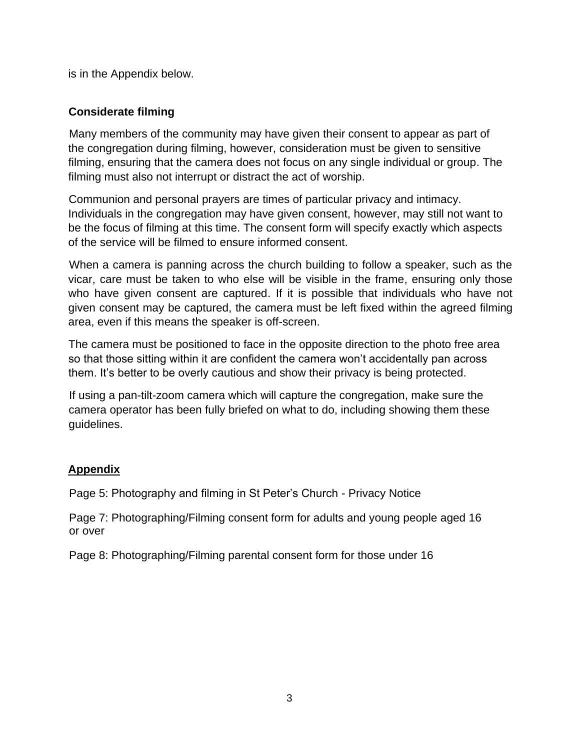is in the Appendix below.

## Considerate filming

Many members of the community may have given their consent to appear as part of the congregation during filming, however, consideration must be given to sensitive filming, ensuring that the camera does not focus on any single individual or group. The filming must also not interrupt or distract the act of worship.

Communion and personal prayers are times of particular privacy and intimacy. Individuals in the congregation may have given consent, however, may still not want to be the focus of filming at this time. The consent form will specify exactly which aspects of the service will be filmed to ensure informed consent.

When a camera is panning across the church building to follow a speaker, such as the vicar, care must be taken to who else will be visible in the frame, ensuring only those who have given consent are captured. If it is possible that individuals who have not given consent may be captured, the camera must be left fixed within the agreed filming area, even if this means the speaker is off-screen.

The camera must be positioned to face in the opposite direction to the photo free area so that those sitting within it are confident the camera won't accidentally pan across them. It's better to be overly cautious and show their privacy is being protected.

If using a pan-tilt-zoom camera which will capture the congregation, make sure the camera operator has been fully briefed on what to do, including showing them these guidelines.

## Appendix

Page 5: Photography and filming in St Peter's Church - Privacy Notice

Page 7: Photographing/Filming consent form for adults and young people aged 16 or over

Page 8: Photographing/Filming parental consent form for those under 16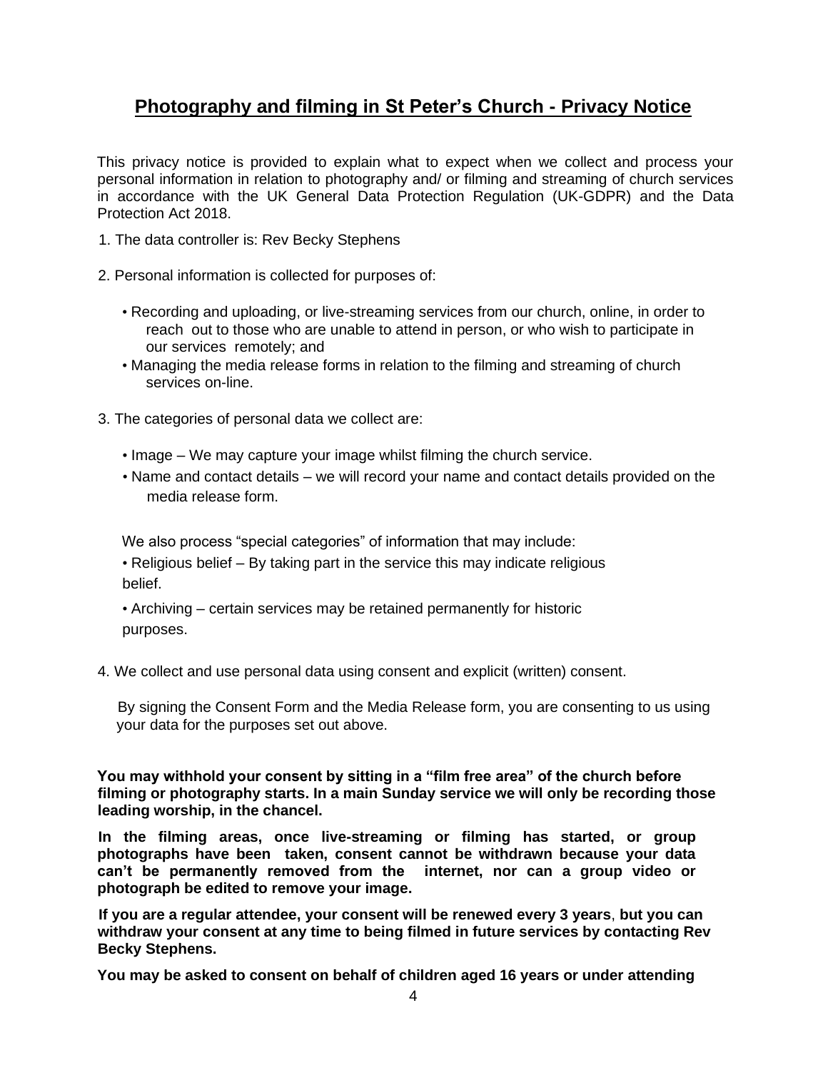# **Photography and filming in St Peter's Church - Privacy Notice**

This privacy notice is provided to explain what to expect when we collect and process your personal information in relation to photography and/ or filming and streaming of church services in accordance with the UK General Data Protection Regulation (UK-GDPR) and the Data Protection Act 2018.

1. The data controller is: Rev Becky Stephens

2. Personal information is collected for purposes of:

   - Recording and uploading, or live-streaming services from our church, online, in order to reach out to those who are unable to attend in person, or who wish to participate in our services remotely; and
   - Managing the media release forms in relation to the filming and streaming of church services on-line.

3. The categories of personal data we collect are:

   - Image – We may capture your image whilst filming the church service.
   - Name and contact details – we will record your name and contact details provided on the media release form.

   We also process "special categories" of information that may include:

   - Religious belief – By taking part in the service this may indicate religious belief.
   - Archiving – certain services may be retained permanently for historic purposes.

4. We collect and use personal data using consent and explicit (written) consent.

   By signing the Consent Form and the Media Release form, you are consenting to us using your data for the purposes set out above.

**You may withhold your consent by sitting in a "film free area" of the church before filming or photography starts. In a main Sunday service we will only be recording those leading worship, in the chancel.**

**In the filming areas, once live-streaming or filming has started, or group photographs have been taken, consent cannot be withdrawn because your data can't be permanently removed from the internet, nor can a group video or photograph be edited to remove your image.**

**If you are a regular attendee, your consent will be renewed every 3 years**, **but you can withdraw your consent at any time to being filmed in future services by contacting Rev Becky Stephens.**

**You may be asked to consent on behalf of children aged 16 years or under attending**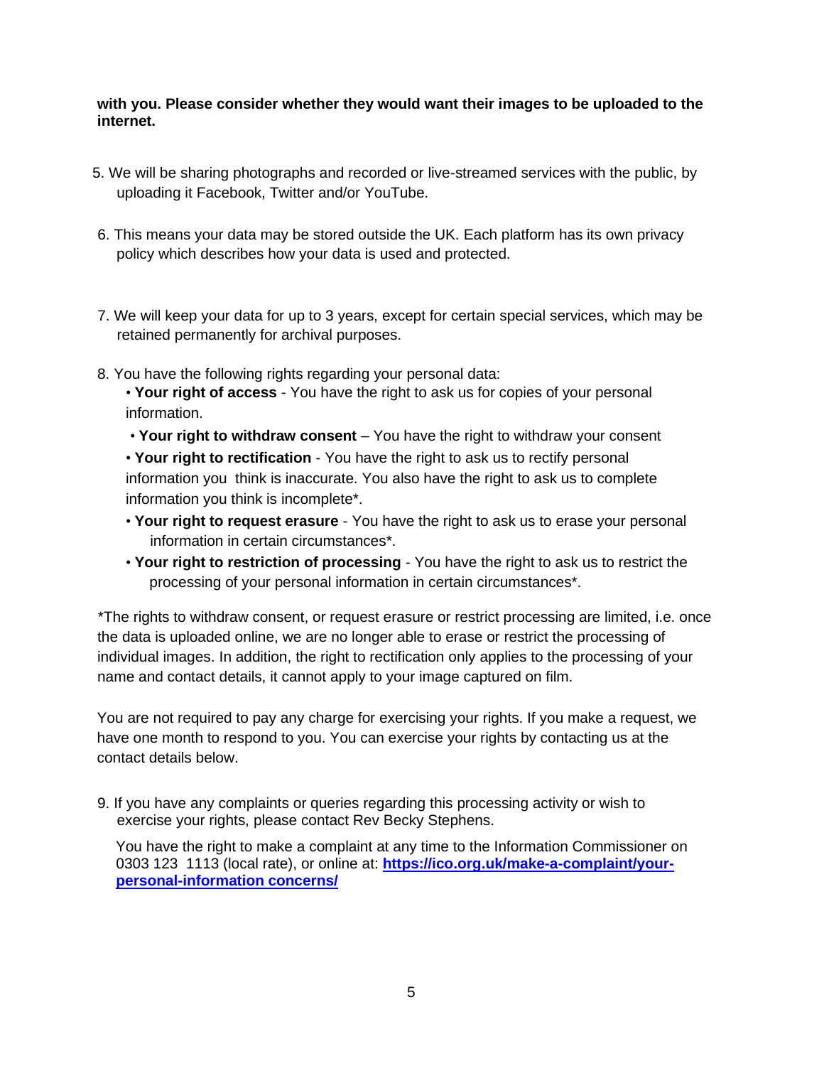**with you. Please consider whether they would want their images to be uploaded to the internet.**

5. We will be sharing photographs and recorded or live-streamed services with the public, by uploading it Facebook, Twitter and/or YouTube.

6. This means your data may be stored outside the UK. Each platform has its own privacy policy which describes how your data is used and protected.

7. We will keep your data for up to 3 years, except for certain special services, which may be retained permanently for archival purposes.

8. You have the following rights regarding your personal data:
   - **Your right of access** - You have the right to ask us for copies of your personal information.
   - **Your right to withdraw consent** – You have the right to withdraw your consent
   - **Your right to rectification** - You have the right to ask us to rectify personal information you think is inaccurate. You also have the right to ask us to complete information you think is incomplete*.
   - **Your right to request erasure** - You have the right to ask us to erase your personal information in certain circumstances*.
   - **Your right to restriction of processing** - You have the right to ask us to restrict the processing of your personal information in certain circumstances*.

*The rights to withdraw consent, or request erasure or restrict processing are limited, i.e. once the data is uploaded online, we are no longer able to erase or restrict the processing of individual images. In addition, the right to rectification only applies to the processing of your name and contact details, it cannot apply to your image captured on film.

You are not required to pay any charge for exercising your rights. If you make a request, we have one month to respond to you. You can exercise your rights by contacting us at the contact details below.

9. If you have any complaints or queries regarding this processing activity or wish to exercise your rights, please contact Rev Becky Stephens.

   You have the right to make a complaint at any time to the Information Commissioner on 0303 123 1113 (local rate), or online at: **https://ico.org.uk/make-a-complaint/your-personal-information concerns/**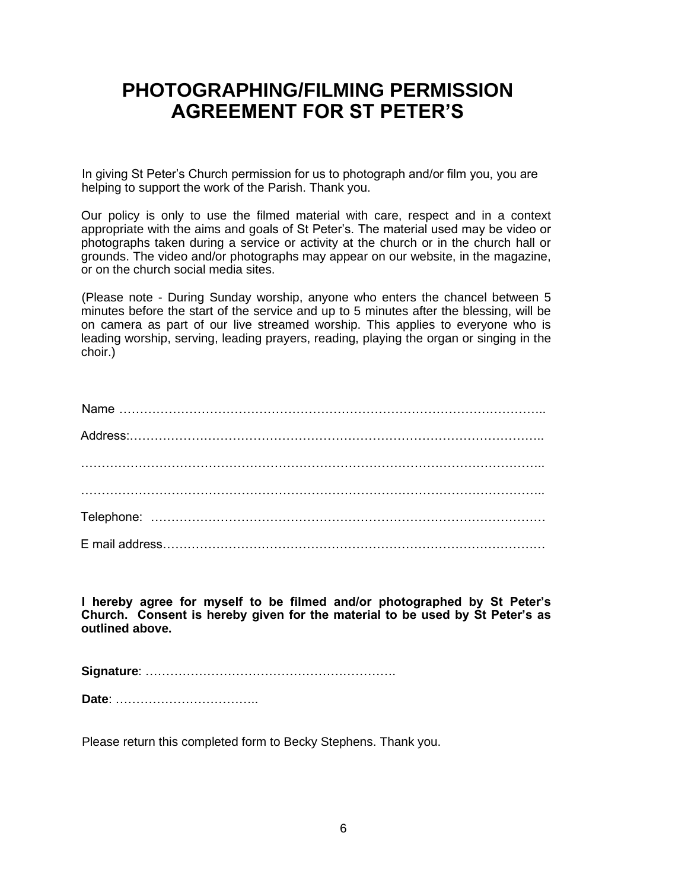# PHOTOGRAPHING/FILMING PERMISSION AGREEMENT FOR ST PETER'S

In giving St Peter's Church permission for us to photograph and/or film you, you are helping to support the work of the Parish. Thank you.

Our policy is only to use the filmed material with care, respect and in a context appropriate with the aims and goals of St Peter's. The material used may be video or photographs taken during a service or activity at the church or in the church hall or grounds. The video and/or photographs may appear on our website, in the magazine, or on the church social media sites.

(Please note - During Sunday worship, anyone who enters the chancel between 5 minutes before the start of the service and up to 5 minutes after the blessing, will be on camera as part of our live streamed worship. This applies to everyone who is leading worship, serving, leading prayers, reading, playing the organ or singing in the choir.)

Name …………………………………………………………………………………………..

Address:………………………………………………………………………………………..

…………………………………………………………………………………………………..

…………………………………………………………………………………………………..

Telephone: ……………………………………………………………………………………

E mail address…………………………………………………………………………………

**I hereby agree for myself to be filmed and/or photographed by St Peter's Church. Consent is hereby given for the material to be used by St Peter's as outlined above.**

**Signature**: …………………………………………………….

**Date**: ……………………………..

Please return this completed form to Becky Stephens. Thank you.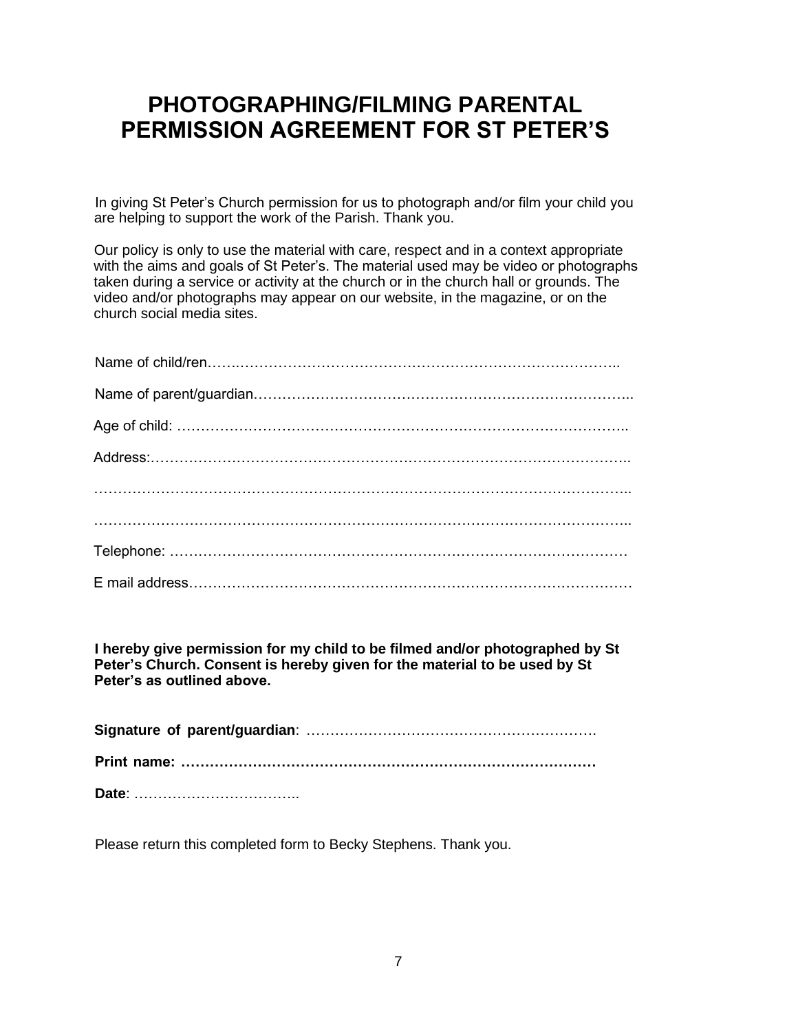# PHOTOGRAPHING/FILMING PARENTAL PERMISSION AGREEMENT FOR ST PETER'S

In giving St Peter's Church permission for us to photograph and/or film your child you are helping to support the work of the Parish. Thank you.

Our policy is only to use the material with care, respect and in a context appropriate with the aims and goals of St Peter's. The material used may be video or photographs taken during a service or activity at the church or in the church hall or grounds. The video and/or photographs may appear on our website, in the magazine, or on the church social media sites.

Name of child/ren……………………………………………………………………………..

Name of parent/guardian……………………………………………………………………..

Age of child: ………………………………………………………………………………..

Address:……………………………………………………………………………………..

……………………………………………………………………………………………………..

……………………………………………………………………………………………………..

Telephone: ……………………………………………………………………………………

E mail address…………………………………………………………………………………

**I hereby give permission for my child to be filmed and/or photographed by St Peter's Church. Consent is hereby given for the material to be used by St Peter's as outlined above.**

**Signature of parent/guardian**: …………………………………………………….

**Print name: ……………………………………………………………………………**

**Date**: ……………………………..

Please return this completed form to Becky Stephens. Thank you.